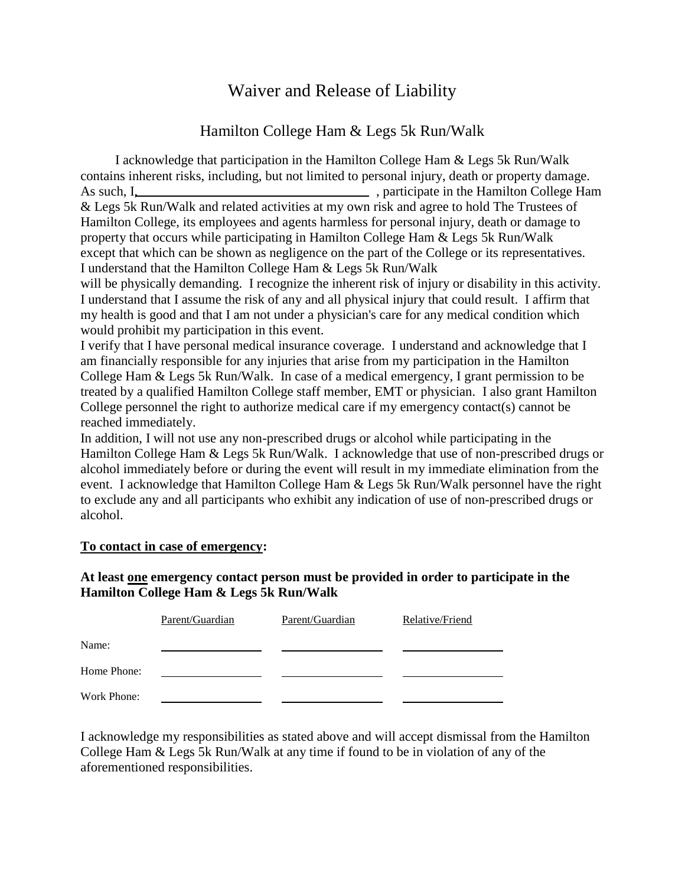# Waiver and Release of Liability

## Hamilton College Ham & Legs 5k Run/Walk

I acknowledge that participation in the Hamilton College Ham & Legs 5k Run/Walk contains inherent risks, including, but not limited to personal injury, death or property damage. As such, I, ________________________________ , participate in the Hamilton College Ham & Legs 5k Run/Walk and related activities at my own risk and agree to hold The Trustees of Hamilton College, its employees and agents harmless for personal injury, death or damage to property that occurs while participating in Hamilton College Ham & Legs 5k Run/Walk except that which can be shown as negligence on the part of the College or its representatives. I understand that the Hamilton College Ham & Legs 5k Run/Walk will be physically demanding. I recognize the inherent risk of injury or disability in this activity. I understand that I assume the risk of any and all physical injury that could result. I affirm that my health is good and that I am not under a physician's care for any medical condition which would prohibit my participation in this event.

I verify that I have personal medical insurance coverage. I understand and acknowledge that I am financially responsible for any injuries that arise from my participation in the Hamilton College Ham & Legs 5k Run/Walk. In case of a medical emergency, I grant permission to be treated by a qualified Hamilton College staff member, EMT or physician. I also grant Hamilton College personnel the right to authorize medical care if my emergency contact(s) cannot be reached immediately.

In addition, I will not use any non-prescribed drugs or alcohol while participating in the Hamilton College Ham & Legs 5k Run/Walk. I acknowledge that use of non-prescribed drugs or alcohol immediately before or during the event will result in my immediate elimination from the event. I acknowledge that Hamilton College Ham & Legs 5k Run/Walk personnel have the right to exclude any and all participants who exhibit any indication of use of non-prescribed drugs or alcohol.

**To contact in case of emergency:**

**At least one emergency contact person must be provided in order to participate in the Hamilton College Ham & Legs 5k Run/Walk**

| | Parent/Guardian | Parent/Guardian | Relative/Friend |
|---|---|---|---|
| Name: | | | |
| Home Phone: | | | |
| Work Phone: | | | |

I acknowledge my responsibilities as stated above and will accept dismissal from the Hamilton College Ham & Legs 5k Run/Walk at any time if found to be in violation of any of the aforementioned responsibilities.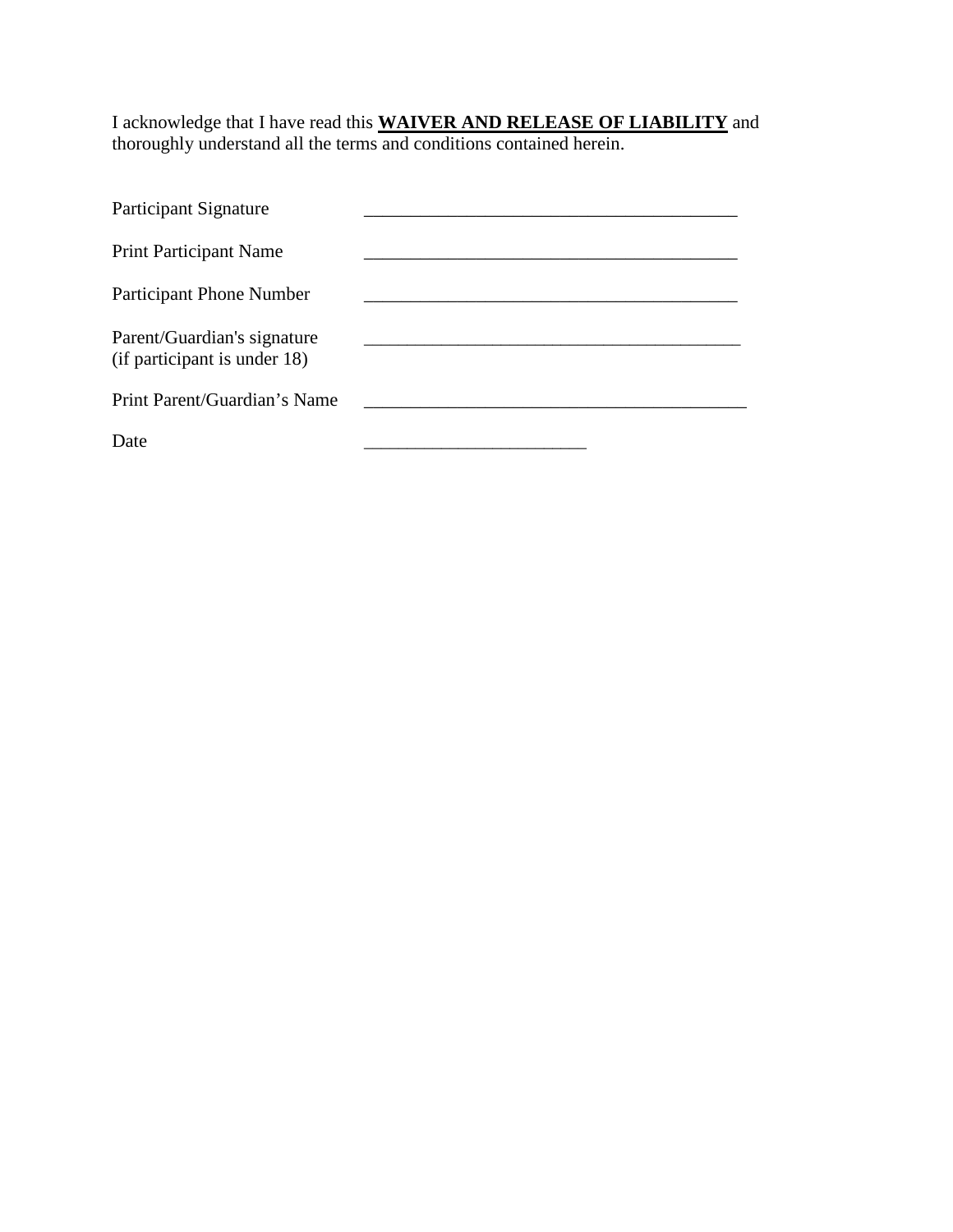I acknowledge that I have read this **WAIVER AND RELEASE OF LIABILITY** and thoroughly understand all the terms and conditions contained herein.

| | |
|---|---|
| Participant Signature | _________________________________________ |
| Print Participant Name | _________________________________________ |
| Participant Phone Number | _________________________________________ |
| Parent/Guardian's signature (if participant is under 18) | _________________________________________ |
| Print Parent/Guardian's Name | _________________________________________ |
| Date | ________________________ |